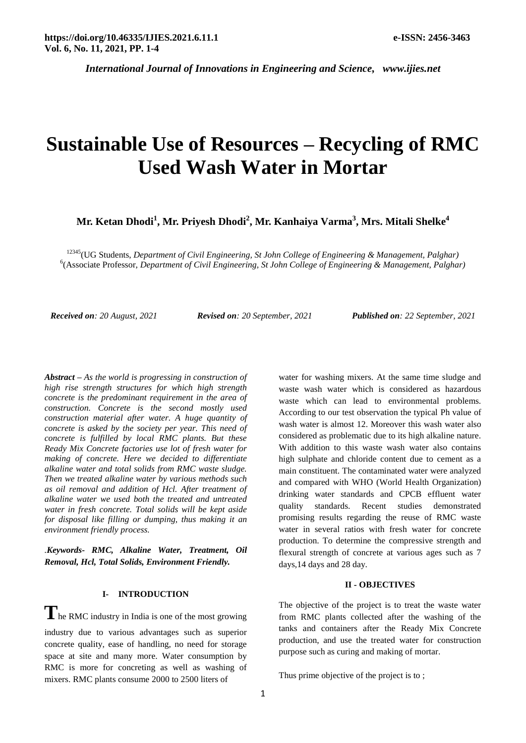# Sustainable Use of Resources – Recycling of RMC Used Wash Water in Mortar

**Mr. Ketan Dhodi[1], Mr. Priyesh Dhodi[2], Mr. Kanhaiya Varma[3], Mrs. Mitali Shelke[4]**

[12345](UG Students, *Department of Civil Engineering, St John College of Engineering & Management, Palghar)*
[6](Associate Professor, *Department of Civil Engineering, St John College of Engineering & Management, Palghar)*

***Received on**: 20 August, 2021* ***Revised on**: 20 September, 2021* ***Published on**: 22 September, 2021*

***Abstract** – As the world is progressing in construction of high rise strength structures for which high strength concrete is the predominant requirement in the area of construction. Concrete is the second mostly used construction material after water. A huge quantity of concrete is asked by the society per year. This need of concrete is fulfilled by local RMC plants. But these Ready Mix Concrete factories use lot of fresh water for making of concrete. Here we decided to differentiate alkaline water and total solids from RMC waste sludge. Then we treated alkaline water by various methods such as oil removal and addition of Hcl. After treatment of alkaline water we used both the treated and untreated water in fresh concrete. Total solids will be kept aside for disposal like filling or dumping, thus making it an environment friendly process.*

.***Keywords- RMC, Alkaline Water, Treatment, Oil Removal, Hcl, Total Solids, Environment Friendly.***

## I- INTRODUCTION

The RMC industry in India is one of the most growing industry due to various advantages such as superior concrete quality, ease of handling, no need for storage space at site and many more. Water consumption by RMC is more for concreting as well as washing of mixers. RMC plants consume 2000 to 2500 liters of water for washing mixers. At the same time sludge and waste wash water which is considered as hazardous waste which can lead to environmental problems. According to our test observation the typical Ph value of wash water is almost 12. Moreover this wash water also considered as problematic due to its high alkaline nature. With addition to this waste wash water also contains high sulphate and chloride content due to cement as a main constituent. The contaminated water were analyzed and compared with WHO (World Health Organization) drinking water standards and CPCB effluent water quality standards. Recent studies demonstrated promising results regarding the reuse of RMC waste water in several ratios with fresh water for concrete production. To determine the compressive strength and flexural strength of concrete at various ages such as 7 days,14 days and 28 day.

## II - OBJECTIVES

The objective of the project is to treat the waste water from RMC plants collected after the washing of the tanks and containers after the Ready Mix Concrete production, and use the treated water for construction purpose such as curing and making of mortar.

Thus prime objective of the project is to ;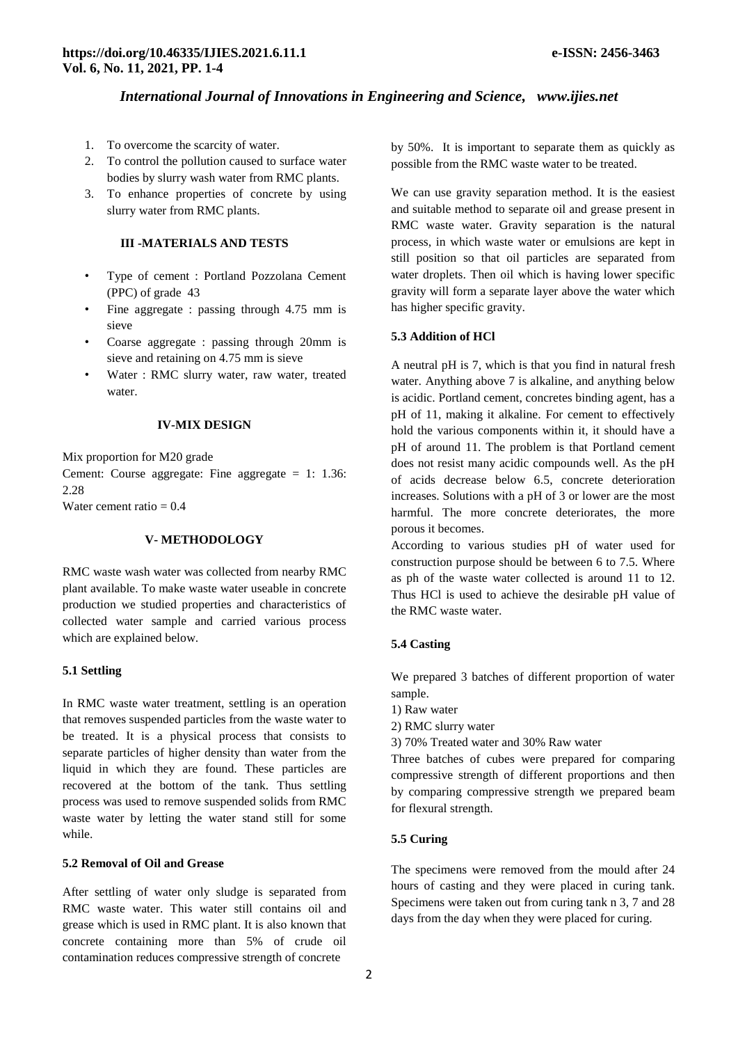1. To overcome the scarcity of water.
2. To control the pollution caused to surface water bodies by slurry wash water from RMC plants.
3. To enhance properties of concrete by using slurry water from RMC plants.

## III -MATERIALS AND TESTS

- Type of cement : Portland Pozzolana Cement (PPC) of grade 43
- Fine aggregate : passing through 4.75 mm is sieve
- Coarse aggregate : passing through 20mm is sieve and retaining on 4.75 mm is sieve
- Water : RMC slurry water, raw water, treated water.

## IV-MIX DESIGN

Mix proportion for M20 grade

Cement: Course aggregate: Fine aggregate = 1: 1.36: 2.28

Water cement ratio = 0.4

## V- METHODOLOGY

RMC waste wash water was collected from nearby RMC plant available. To make waste water useable in concrete production we studied properties and characteristics of collected water sample and carried various process which are explained below.

### 5.1 Settling

In RMC waste water treatment, settling is an operation that removes suspended particles from the waste water to be treated. It is a physical process that consists to separate particles of higher density than water from the liquid in which they are found. These particles are recovered at the bottom of the tank. Thus settling process was used to remove suspended solids from RMC waste water by letting the water stand still for some while.

### 5.2 Removal of Oil and Grease

After settling of water only sludge is separated from RMC waste water. This water still contains oil and grease which is used in RMC plant. It is also known that concrete containing more than 5% of crude oil contamination reduces compressive strength of concrete by 50%. It is important to separate them as quickly as possible from the RMC waste water to be treated.

We can use gravity separation method. It is the easiest and suitable method to separate oil and grease present in RMC waste water. Gravity separation is the natural process, in which waste water or emulsions are kept in still position so that oil particles are separated from water droplets. Then oil which is having lower specific gravity will form a separate layer above the water which has higher specific gravity.

### 5.3 Addition of HCl

A neutral pH is 7, which is that you find in natural fresh water. Anything above 7 is alkaline, and anything below is acidic. Portland cement, concretes binding agent, has a pH of 11, making it alkaline. For cement to effectively hold the various components within it, it should have a pH of around 11. The problem is that Portland cement does not resist many acidic compounds well. As the pH of acids decrease below 6.5, concrete deterioration increases. Solutions with a pH of 3 or lower are the most harmful. The more concrete deteriorates, the more porous it becomes.

According to various studies pH of water used for construction purpose should be between 6 to 7.5. Where as ph of the waste water collected is around 11 to 12. Thus HCl is used to achieve the desirable pH value of the RMC waste water.

### 5.4 Casting

We prepared 3 batches of different proportion of water sample.

1) Raw water
2) RMC slurry water
3) 70% Treated water and 30% Raw water

Three batches of cubes were prepared for comparing compressive strength of different proportions and then by comparing compressive strength we prepared beam for flexural strength.

### 5.5 Curing

The specimens were removed from the mould after 24 hours of casting and they were placed in curing tank. Specimens were taken out from curing tank n 3, 7 and 28 days from the day when they were placed for curing.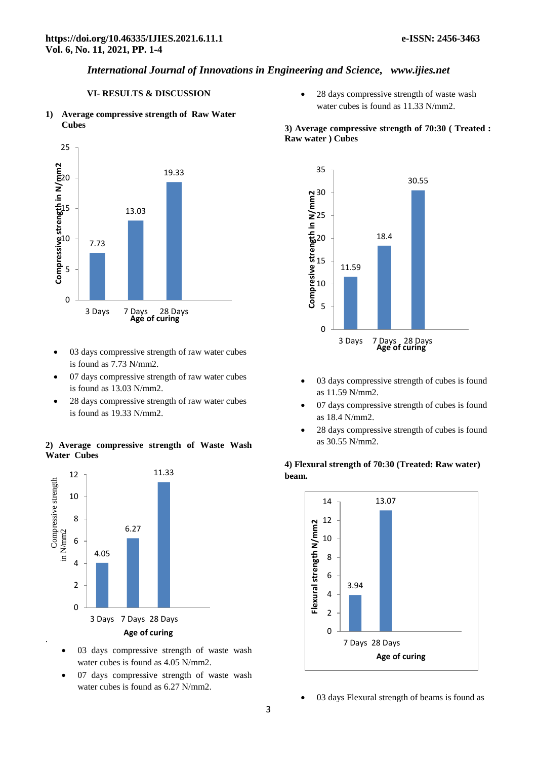## VI- RESULTS & DISCUSSION

**1) Average compressive strength of Raw Water Cubes**

- 03 days compressive strength of raw water cubes is found as 7.73 N/mm2.
- 07 days compressive strength of raw water cubes is found as 13.03 N/mm2.
- 28 days compressive strength of raw water cubes is found as 19.33 N/mm2.

**2) Average compressive strength of Waste Wash Water Cubes**

- 03 days compressive strength of waste wash water cubes is found as 4.05 N/mm2.
- 07 days compressive strength of waste wash water cubes is found as 6.27 N/mm2.
- 28 days compressive strength of waste wash water cubes is found as 11.33 N/mm2.

**3) Average compressive strength of 70:30 ( Treated : Raw water ) Cubes**

- 03 days compressive strength of cubes is found as 11.59 N/mm2.
- 07 days compressive strength of cubes is found as 18.4 N/mm2.
- 28 days compressive strength of cubes is found as 30.55 N/mm2.

**4) Flexural strength of 70:30 (Treated: Raw water) beam.**

- 03 days Flexural strength of beams is found as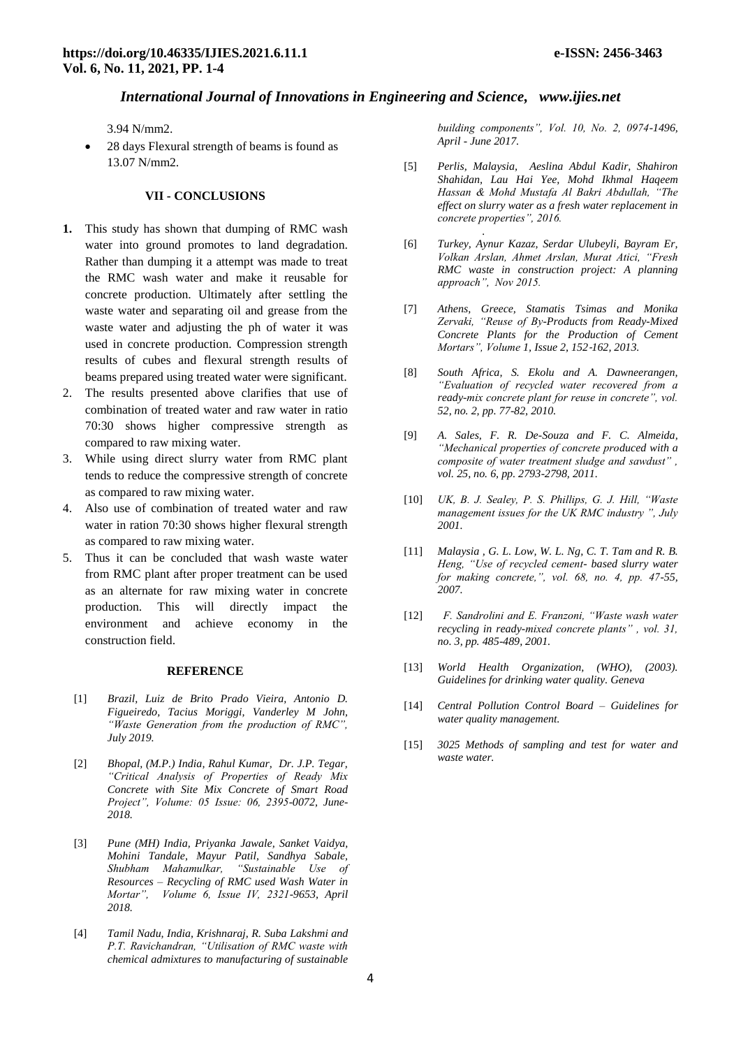3.94 N/mm2.

- 28 days Flexural strength of beams is found as 13.07 N/mm2.

## VII - CONCLUSIONS

1. This study has shown that dumping of RMC wash water into ground promotes to land degradation. Rather than dumping it a attempt was made to treat the RMC wash water and make it reusable for concrete production. Ultimately after settling the waste water and separating oil and grease from the waste water and adjusting the ph of water it was used in concrete production. Compression strength results of cubes and flexural strength results of beams prepared using treated water were significant.
2. The results presented above clarifies that use of combination of treated water and raw water in ratio 70:30 shows higher compressive strength as compared to raw mixing water.
3. While using direct slurry water from RMC plant tends to reduce the compressive strength of concrete as compared to raw mixing water.
4. Also use of combination of treated water and raw water in ration 70:30 shows higher flexural strength as compared to raw mixing water.
5. Thus it can be concluded that wash waste water from RMC plant after proper treatment can be used as an alternate for raw mixing water in concrete production. This will directly impact the environment and achieve economy in the construction field.

## REFERENCE

[1] *Brazil, Luiz de Brito Prado Vieira, Antonio D. Figueiredo, Tacius Moriggi, Vanderley M John, "Waste Generation from the production of RMC", July 2019.*

[2] *Bhopal, (M.P.) India, Rahul Kumar, Dr. J.P. Tegar, "Critical Analysis of Properties of Ready Mix Concrete with Site Mix Concrete of Smart Road Project", Volume: 05 Issue: 06, 2395-0072, June-2018.*

[3] *Pune (MH) India, Priyanka Jawale, Sanket Vaidya, Mohini Tandale, Mayur Patil, Sandhya Sabale, Shubham Mahamulkar, "Sustainable Use of Resources – Recycling of RMC used Wash Water in Mortar", Volume 6, Issue IV, 2321-9653, April 2018.*

[4] *Tamil Nadu, India, Krishnaraj, R. Suba Lakshmi and P.T. Ravichandran, "Utilisation of RMC waste with chemical admixtures to manufacturing of sustainable building components", Vol. 10, No. 2, 0974-1496, April - June 2017.*

[5] *Perlis, Malaysia, Aeslina Abdul Kadir, Shahiron Shahidan, Lau Hai Yee, Mohd Ikhmal Haqeem Hassan & Mohd Mustafa Al Bakri Abdullah, "The effect on slurry water as a fresh water replacement in concrete properties", 2016.*

[6] *Turkey, Aynur Kazaz, Serdar Ulubeyli, Bayram Er, Volkan Arslan, Ahmet Arslan, Murat Atici, "Fresh RMC waste in construction project: A planning approach", Nov 2015.*

[7] *Athens, Greece, Stamatis Tsimas and Monika Zervaki, "Reuse of By-Products from Ready-Mixed Concrete Plants for the Production of Cement Mortars", Volume 1, Issue 2, 152-162, 2013.*

[8] *South Africa, S. Ekolu and A. Dawneerangen, "Evaluation of recycled water recovered from a ready-mix concrete plant for reuse in concrete", vol. 52, no. 2, pp. 77-82, 2010.*

[9] *A. Sales, F. R. De-Souza and F. C. Almeida, "Mechanical properties of concrete produced with a composite of water treatment sludge and sawdust" , vol. 25, no. 6, pp. 2793-2798, 2011.*

[10] *UK, B. J. Sealey, P. S. Phillips, G. J. Hill, "Waste management issues for the UK RMC industry ", July 2001.*

[11] *Malaysia , G. L. Low, W. L. Ng, C. T. Tam and R. B. Heng, "Use of recycled cement- based slurry water for making concrete,", vol. 68, no. 4, pp. 47-55, 2007.*

[12] *F. Sandrolini and E. Franzoni, "Waste wash water recycling in ready-mixed concrete plants" , vol. 31, no. 3, pp. 485-489, 2001.*

[13] *World Health Organization, (WHO), (2003). Guidelines for drinking water quality. Geneva*

[14] *Central Pollution Control Board – Guidelines for water quality management.*

[15] *3025 Methods of sampling and test for water and waste water.*